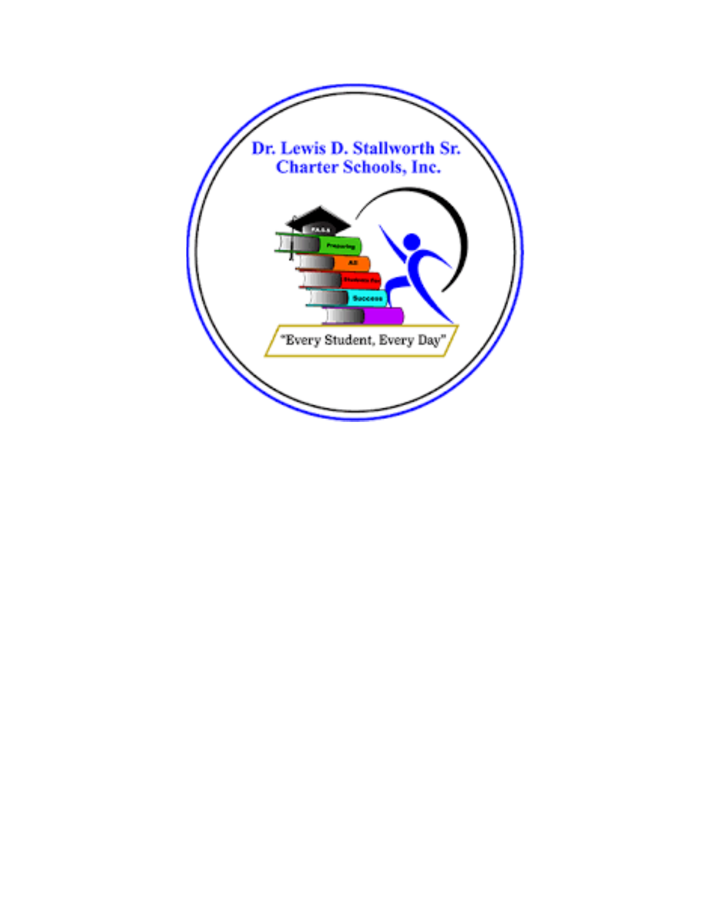Dr. Lewis D. Stallworth Sr.
Charter Schools, Inc.

P.A.S.S

Preparing

All

Students For

Success

"Every Student, Every Day"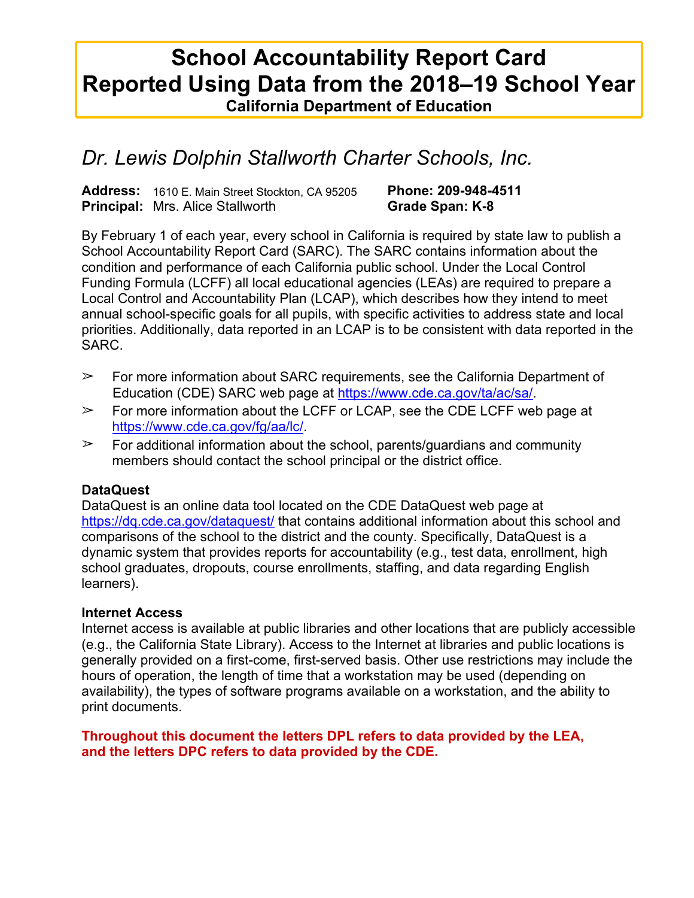# School Accountability Report Card
# Reported Using Data from the 2018–19 School Year
**California Department of Education**

## *Dr. Lewis Dolphin Stallworth Charter Schools, Inc.*

**Address:** 1610 E. Main Street Stockton, CA 95205 **Phone: 209-948-4511**
**Principal:** Mrs. Alice Stallworth **Grade Span: K-8**

By February 1 of each year, every school in California is required by state law to publish a School Accountability Report Card (SARC). The SARC contains information about the condition and performance of each California public school. Under the Local Control Funding Formula (LCFF) all local educational agencies (LEAs) are required to prepare a Local Control and Accountability Plan (LCAP), which describes how they intend to meet annual school-specific goals for all pupils, with specific activities to address state and local priorities. Additionally, data reported in an LCAP is to be consistent with data reported in the SARC.

- ➢ For more information about SARC requirements, see the California Department of Education (CDE) SARC web page at https://www.cde.ca.gov/ta/ac/sa/.
- ➢ For more information about the LCFF or LCAP, see the CDE LCFF web page at https://www.cde.ca.gov/fg/aa/lc/.
- ➢ For additional information about the school, parents/guardians and community members should contact the school principal or the district office.

**DataQuest**
DataQuest is an online data tool located on the CDE DataQuest web page at https://dq.cde.ca.gov/dataquest/ that contains additional information about this school and comparisons of the school to the district and the county. Specifically, DataQuest is a dynamic system that provides reports for accountability (e.g., test data, enrollment, high school graduates, dropouts, course enrollments, staffing, and data regarding English learners).

**Internet Access**
Internet access is available at public libraries and other locations that are publicly accessible (e.g., the California State Library). Access to the Internet at libraries and public locations is generally provided on a first-come, first-served basis. Other use restrictions may include the hours of operation, the length of time that a workstation may be used (depending on availability), the types of software programs available on a workstation, and the ability to print documents.

**Throughout this document the letters DPL refers to data provided by the LEA, and the letters DPC refers to data provided by the CDE.**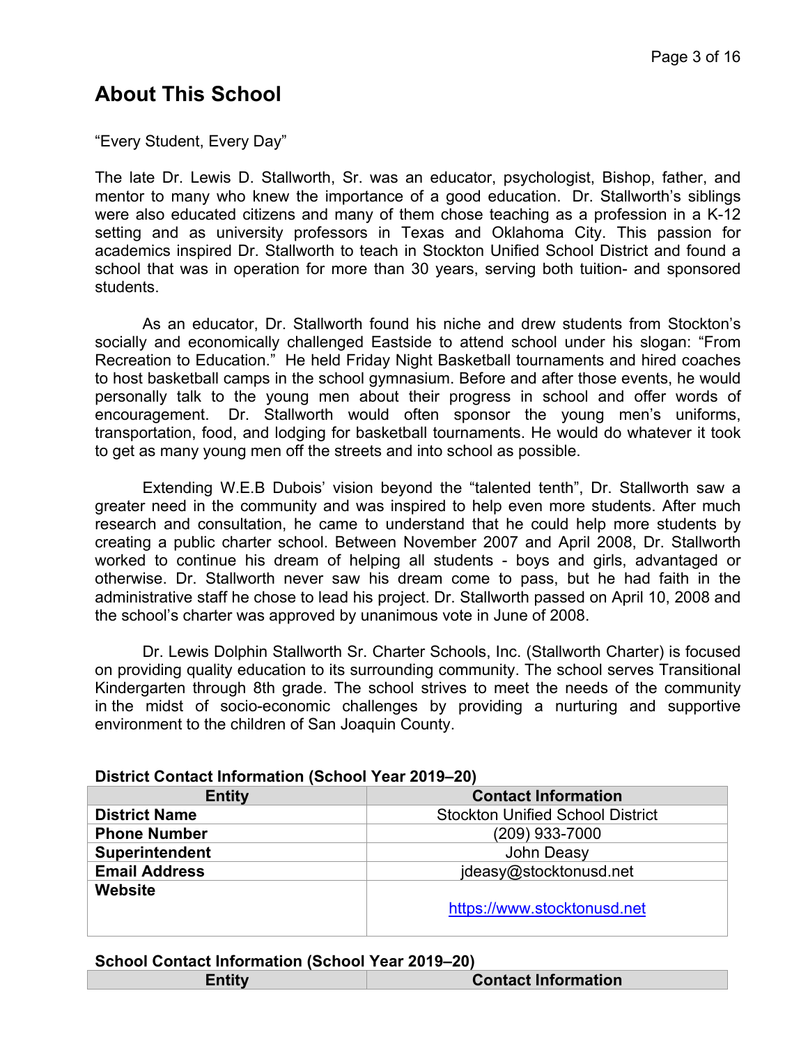## About This School

"Every Student, Every Day"

The late Dr. Lewis D. Stallworth, Sr. was an educator, psychologist, Bishop, father, and mentor to many who knew the importance of a good education. Dr. Stallworth's siblings were also educated citizens and many of them chose teaching as a profession in a K-12 setting and as university professors in Texas and Oklahoma City. This passion for academics inspired Dr. Stallworth to teach in Stockton Unified School District and found a school that was in operation for more than 30 years, serving both tuition- and sponsored students.

As an educator, Dr. Stallworth found his niche and drew students from Stockton's socially and economically challenged Eastside to attend school under his slogan: "From Recreation to Education." He held Friday Night Basketball tournaments and hired coaches to host basketball camps in the school gymnasium. Before and after those events, he would personally talk to the young men about their progress in school and offer words of encouragement. Dr. Stallworth would often sponsor the young men's uniforms, transportation, food, and lodging for basketball tournaments. He would do whatever it took to get as many young men off the streets and into school as possible.

Extending W.E.B Dubois' vision beyond the "talented tenth", Dr. Stallworth saw a greater need in the community and was inspired to help even more students. After much research and consultation, he came to understand that he could help more students by creating a public charter school. Between November 2007 and April 2008, Dr. Stallworth worked to continue his dream of helping all students - boys and girls, advantaged or otherwise. Dr. Stallworth never saw his dream come to pass, but he had faith in the administrative staff he chose to lead his project. Dr. Stallworth passed on April 10, 2008 and the school's charter was approved by unanimous vote in June of 2008.

Dr. Lewis Dolphin Stallworth Sr. Charter Schools, Inc. (Stallworth Charter) is focused on providing quality education to its surrounding community. The school serves Transitional Kindergarten through 8th grade. The school strives to meet the needs of the community in the midst of socio-economic challenges by providing a nurturing and supportive environment to the children of San Joaquin County.

**District Contact Information (School Year 2019–20)**

| Entity | Contact Information |
| --- | --- |
| **District Name** | Stockton Unified School District |
| **Phone Number** | (209) 933-7000 |
| **Superintendent** | John Deasy |
| **Email Address** | jdeasy@stocktonusd.net |
| **Website** | https://www.stocktonusd.net |

**School Contact Information (School Year 2019–20)**

| Entity | Contact Information |
| --- | --- |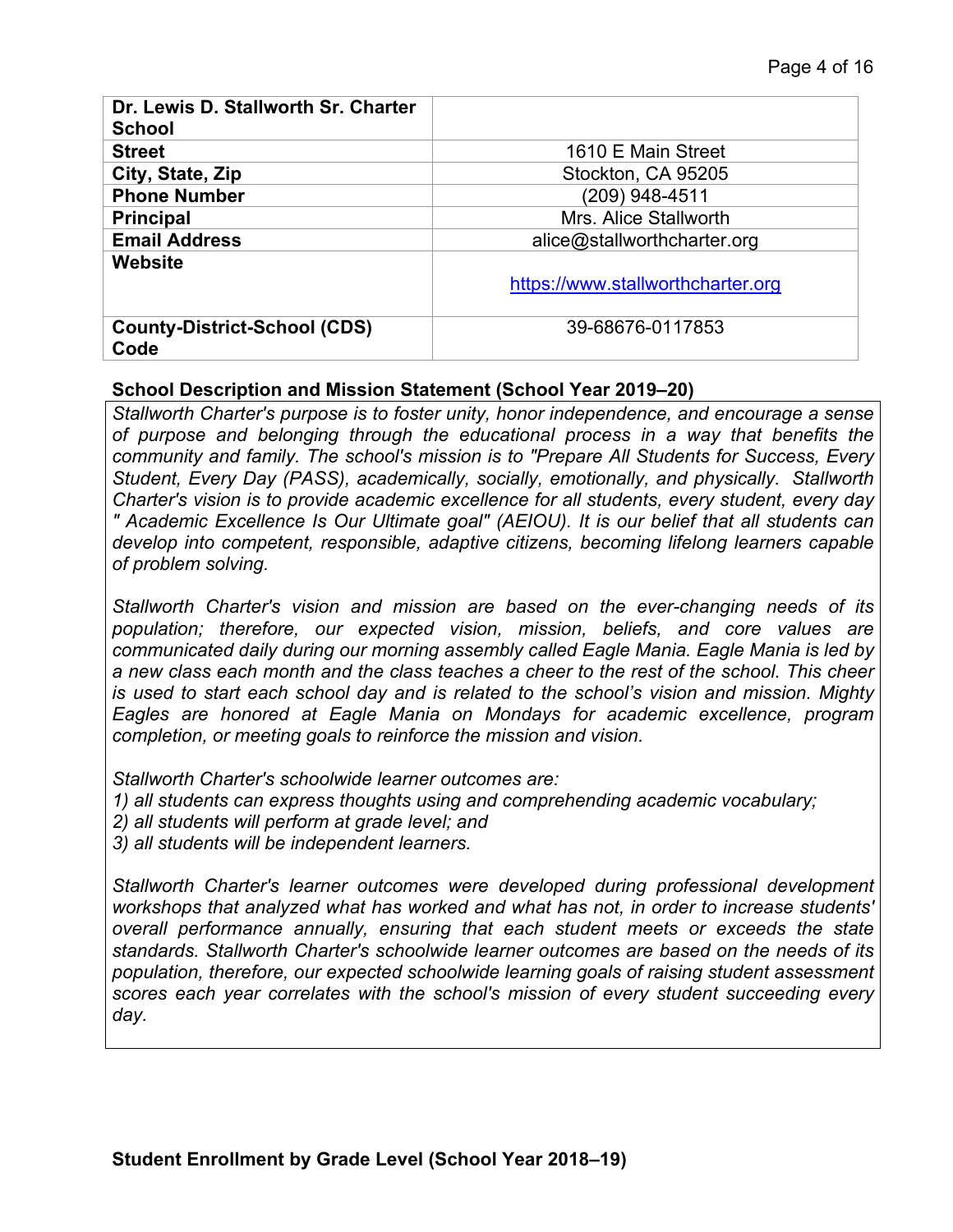| Dr. Lewis D. Stallworth Sr. Charter School | |
|---|---|
| Street | 1610 E Main Street |
| City, State, Zip | Stockton, CA 95205 |
| Phone Number | (209) 948-4511 |
| Principal | Mrs. Alice Stallworth |
| Email Address | alice@stallworthcharter.org |
| Website | https://www.stallworthcharter.org |
| County-District-School (CDS) Code | 39-68676-0117853 |

**School Description and Mission Statement (School Year 2019–20)**

*Stallworth Charter's purpose is to foster unity, honor independence, and encourage a sense of purpose and belonging through the educational process in a way that benefits the community and family. The school's mission is to "Prepare All Students for Success, Every Student, Every Day (PASS), academically, socially, emotionally, and physically. Stallworth Charter's vision is to provide academic excellence for all students, every student, every day " Academic Excellence Is Our Ultimate goal" (AEIOU). It is our belief that all students can develop into competent, responsible, adaptive citizens, becoming lifelong learners capable of problem solving.*

*Stallworth Charter's vision and mission are based on the ever-changing needs of its population; therefore, our expected vision, mission, beliefs, and core values are communicated daily during our morning assembly called Eagle Mania. Eagle Mania is led by a new class each month and the class teaches a cheer to the rest of the school. This cheer is used to start each school day and is related to the school's vision and mission. Mighty Eagles are honored at Eagle Mania on Mondays for academic excellence, program completion, or meeting goals to reinforce the mission and vision.*

*Stallworth Charter's schoolwide learner outcomes are:*
*1) all students can express thoughts using and comprehending academic vocabulary;*
*2) all students will perform at grade level; and*
*3) all students will be independent learners.*

*Stallworth Charter's learner outcomes were developed during professional development workshops that analyzed what has worked and what has not, in order to increase students' overall performance annually, ensuring that each student meets or exceeds the state standards. Stallworth Charter's schoolwide learner outcomes are based on the needs of its population, therefore, our expected schoolwide learning goals of raising student assessment scores each year correlates with the school's mission of every student succeeding every day.*

**Student Enrollment by Grade Level (School Year 2018–19)**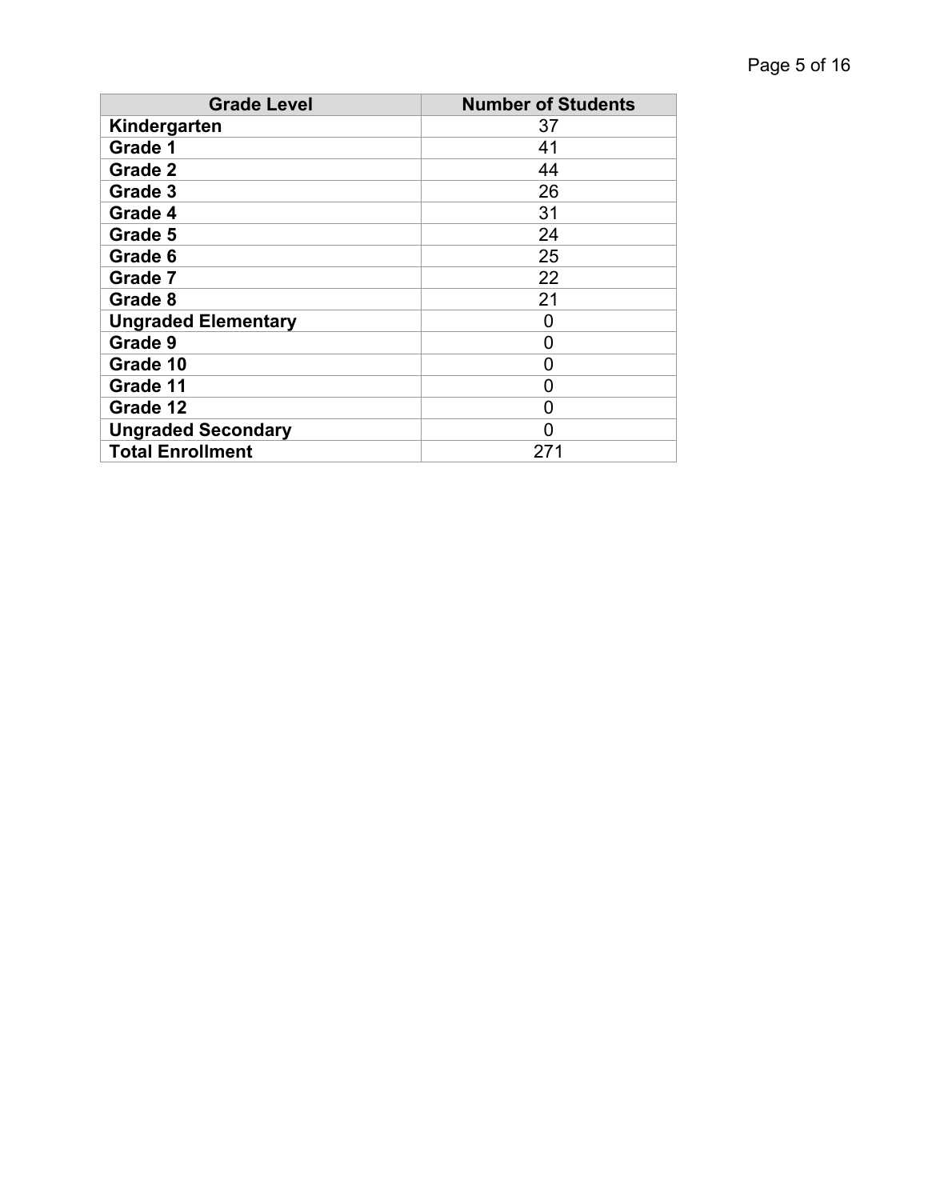| Grade Level | Number of Students |
| --- | --- |
| **Kindergarten** | 37 |
| **Grade 1** | 41 |
| **Grade 2** | 44 |
| **Grade 3** | 26 |
| **Grade 4** | 31 |
| **Grade 5** | 24 |
| **Grade 6** | 25 |
| **Grade 7** | 22 |
| **Grade 8** | 21 |
| **Ungraded Elementary** | 0 |
| **Grade 9** | 0 |
| **Grade 10** | 0 |
| **Grade 11** | 0 |
| **Grade 12** | 0 |
| **Ungraded Secondary** | 0 |
| **Total Enrollment** | 271 |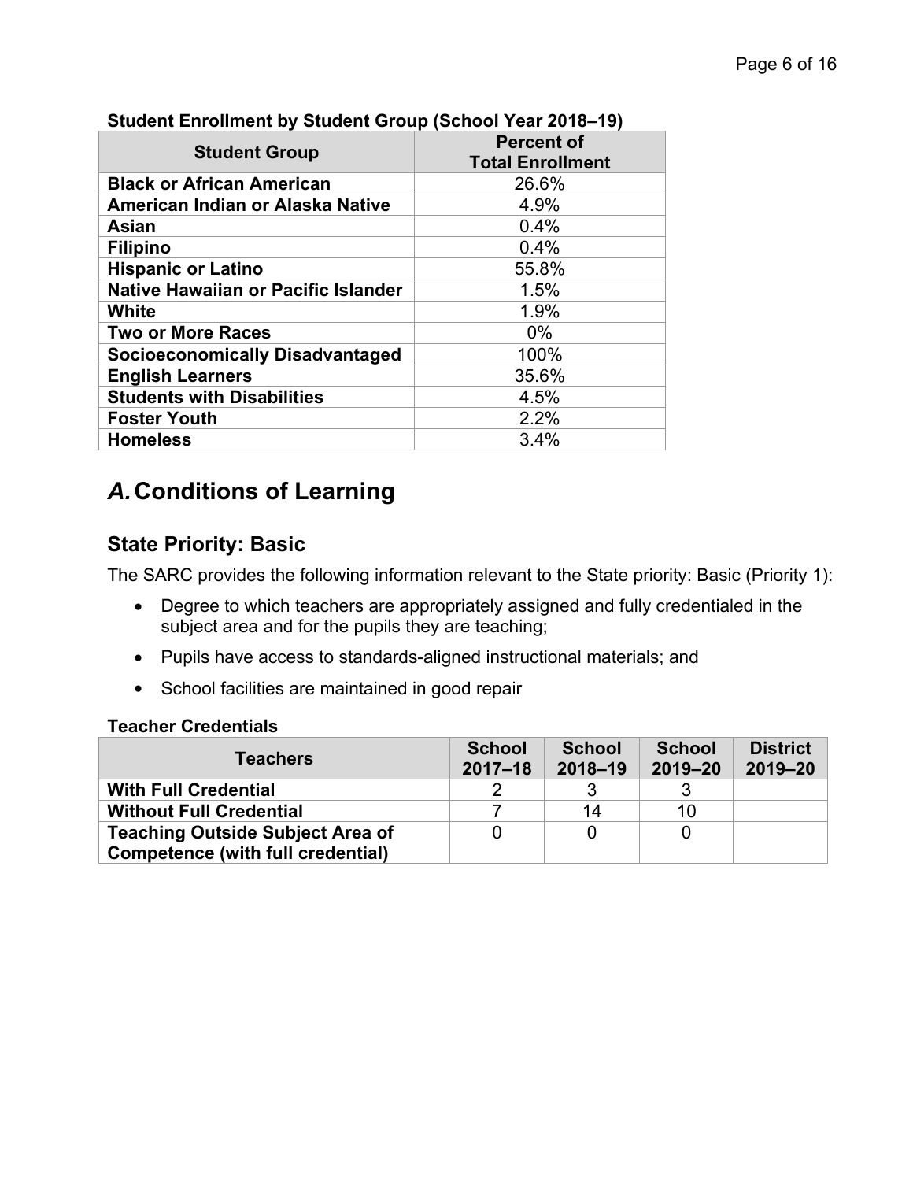**Student Enrollment by Student Group (School Year 2018–19)**

| Student Group | Percent of Total Enrollment |
|---|---|
| **Black or African American** | 26.6% |
| **American Indian or Alaska Native** | 4.9% |
| **Asian** | 0.4% |
| **Filipino** | 0.4% |
| **Hispanic or Latino** | 55.8% |
| **Native Hawaiian or Pacific Islander** | 1.5% |
| **White** | 1.9% |
| **Two or More Races** | 0% |
| **Socioeconomically Disadvantaged** | 100% |
| **English Learners** | 35.6% |
| **Students with Disabilities** | 4.5% |
| **Foster Youth** | 2.2% |
| **Homeless** | 3.4% |

# *A.* Conditions of Learning

## State Priority: Basic

The SARC provides the following information relevant to the State priority: Basic (Priority 1):

- Degree to which teachers are appropriately assigned and fully credentialed in the subject area and for the pupils they are teaching;
- Pupils have access to standards-aligned instructional materials; and
- School facilities are maintained in good repair

**Teacher Credentials**

| Teachers | School 2017–18 | School 2018–19 | School 2019–20 | District 2019–20 |
|---|---|---|---|---|
| **With Full Credential** | 2 | 3 | 3 | |
| **Without Full Credential** | 7 | 14 | 10 | |
| **Teaching Outside Subject Area of Competence (with full credential)** | 0 | 0 | 0 | |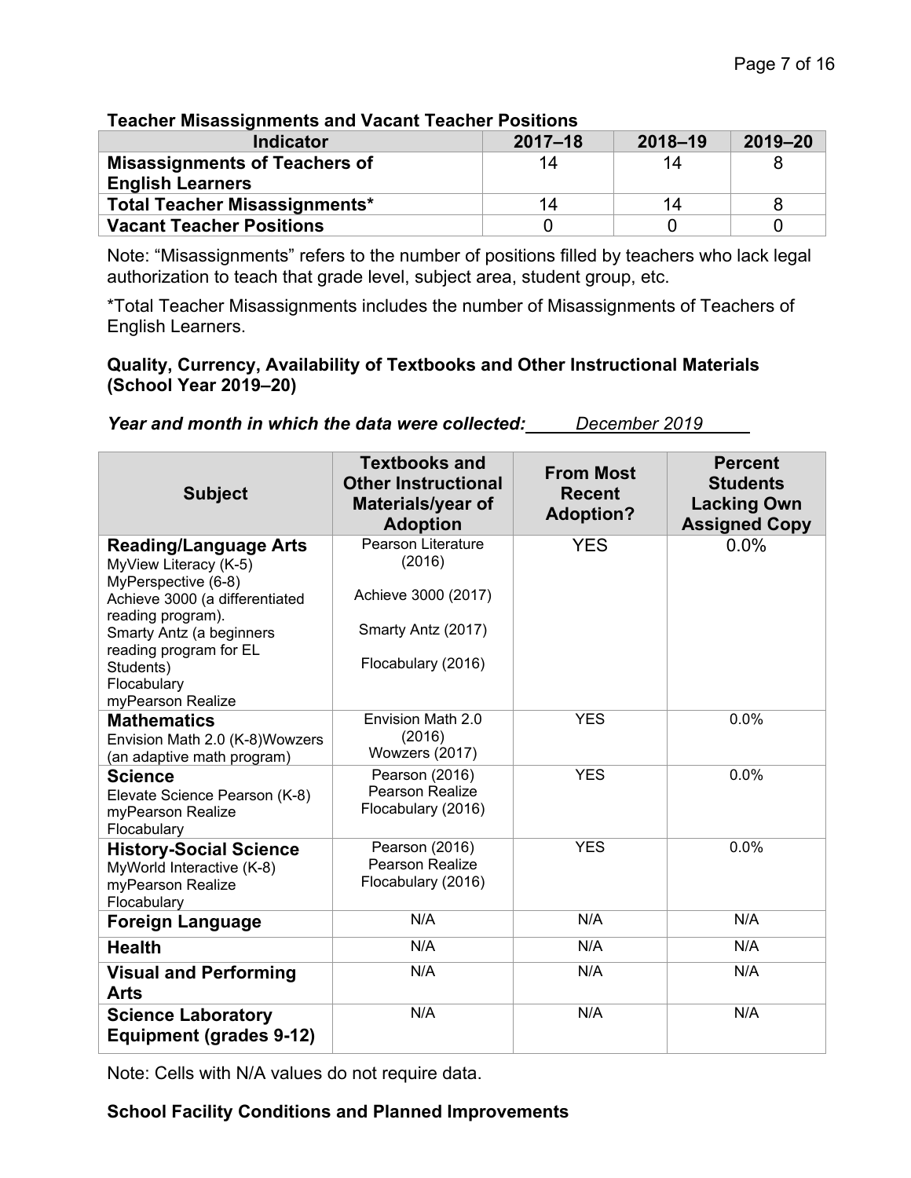**Teacher Misassignments and Vacant Teacher Positions**

| Indicator | 2017–18 | 2018–19 | 2019–20 |
|---|---|---|---|
| Misassignments of Teachers of English Learners | 14 | 14 | 8 |
| Total Teacher Misassignments* | 14 | 14 | 8 |
| Vacant Teacher Positions | 0 | 0 | 0 |

Note: "Misassignments" refers to the number of positions filled by teachers who lack legal authorization to teach that grade level, subject area, student group, etc.

*Total Teacher Misassignments includes the number of Misassignments of Teachers of English Learners.

**Quality, Currency, Availability of Textbooks and Other Instructional Materials (School Year 2019–20)**

***Year and month in which the data were collected:*** *December 2019*

| Subject | Textbooks and Other Instructional Materials/year of Adoption | From Most Recent Adoption? | Percent Students Lacking Own Assigned Copy |
|---|---|---|---|
| **Reading/Language Arts** MyView Literacy (K-5) MyPerspective (6-8) Achieve 3000 (a differentiated reading program). Smarty Antz (a beginners reading program for EL Students) Flocabulary myPearson Realize | Pearson Literature (2016) Achieve 3000 (2017) Smarty Antz (2017) Flocabulary (2016) | YES | 0.0% |
| **Mathematics** Envision Math 2.0 (K-8)Wowzers (an adaptive math program) | Envision Math 2.0 (2016) Wowzers (2017) | YES | 0.0% |
| **Science** Elevate Science Pearson (K-8) myPearson Realize Flocabulary | Pearson (2016) Pearson Realize Flocabulary (2016) | YES | 0.0% |
| **History-Social Science** MyWorld Interactive (K-8) myPearson Realize Flocabulary | Pearson (2016) Pearson Realize Flocabulary (2016) | YES | 0.0% |
| **Foreign Language** | N/A | N/A | N/A |
| **Health** | N/A | N/A | N/A |
| **Visual and Performing Arts** | N/A | N/A | N/A |
| **Science Laboratory Equipment (grades 9-12)** | N/A | N/A | N/A |

Note: Cells with N/A values do not require data.

**School Facility Conditions and Planned Improvements**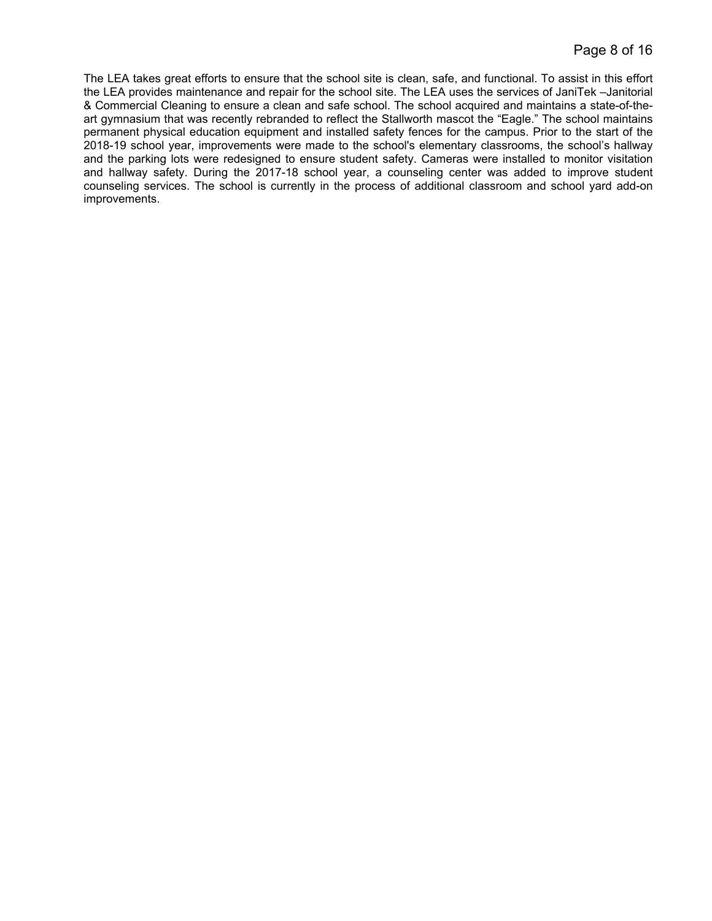The LEA takes great efforts to ensure that the school site is clean, safe, and functional. To assist in this effort the LEA provides maintenance and repair for the school site. The LEA uses the services of JaniTek –Janitorial & Commercial Cleaning to ensure a clean and safe school. The school acquired and maintains a state-of-the-art gymnasium that was recently rebranded to reflect the Stallworth mascot the "Eagle." The school maintains permanent physical education equipment and installed safety fences for the campus. Prior to the start of the 2018-19 school year, improvements were made to the school's elementary classrooms, the school's hallway and the parking lots were redesigned to ensure student safety. Cameras were installed to monitor visitation and hallway safety. During the 2017-18 school year, a counseling center was added to improve student counseling services. The school is currently in the process of additional classroom and school yard add-on improvements.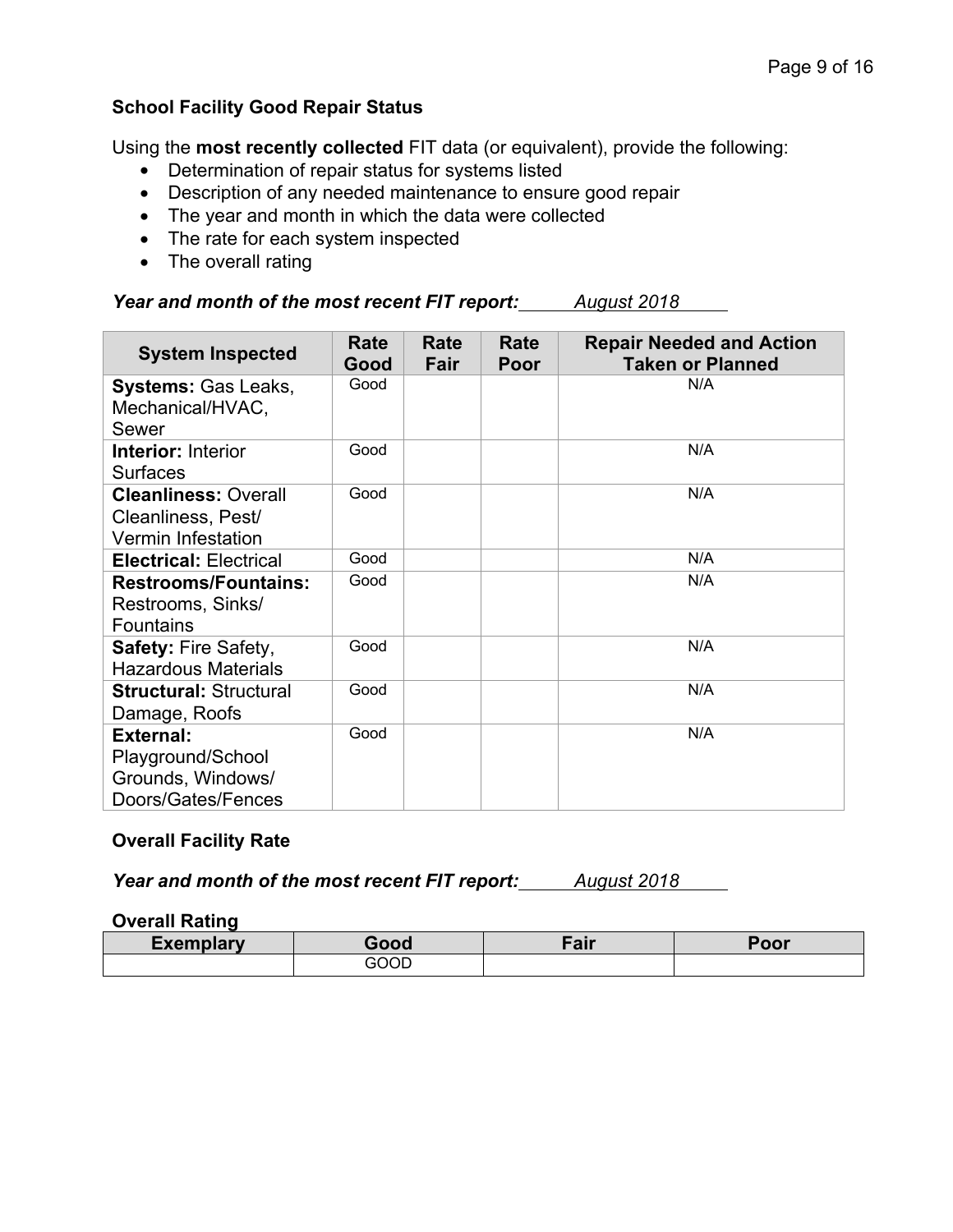### School Facility Good Repair Status

Using the **most recently collected** FIT data (or equivalent), provide the following:

- Determination of repair status for systems listed
- Description of any needed maintenance to ensure good repair
- The year and month in which the data were collected
- The rate for each system inspected
- The overall rating

***Year and month of the most recent FIT report:*** *August 2018*

| System Inspected | Rate Good | Rate Fair | Rate Poor | Repair Needed and Action Taken or Planned |
|---|---|---|---|---|
| **Systems:** Gas Leaks, Mechanical/HVAC, Sewer | Good | | | N/A |
| **Interior:** Interior Surfaces | Good | | | N/A |
| **Cleanliness:** Overall Cleanliness, Pest/ Vermin Infestation | Good | | | N/A |
| **Electrical:** Electrical | Good | | | N/A |
| **Restrooms/Fountains:** Restrooms, Sinks/ Fountains | Good | | | N/A |
| **Safety:** Fire Safety, Hazardous Materials | Good | | | N/A |
| **Structural:** Structural Damage, Roofs | Good | | | N/A |
| **External:** Playground/School Grounds, Windows/ Doors/Gates/Fences | Good | | | N/A |

### Overall Facility Rate

***Year and month of the most recent FIT report:*** *August 2018*

**Overall Rating**

| Exemplary | Good | Fair | Poor |
|---|---|---|---|
| | GOOD | | |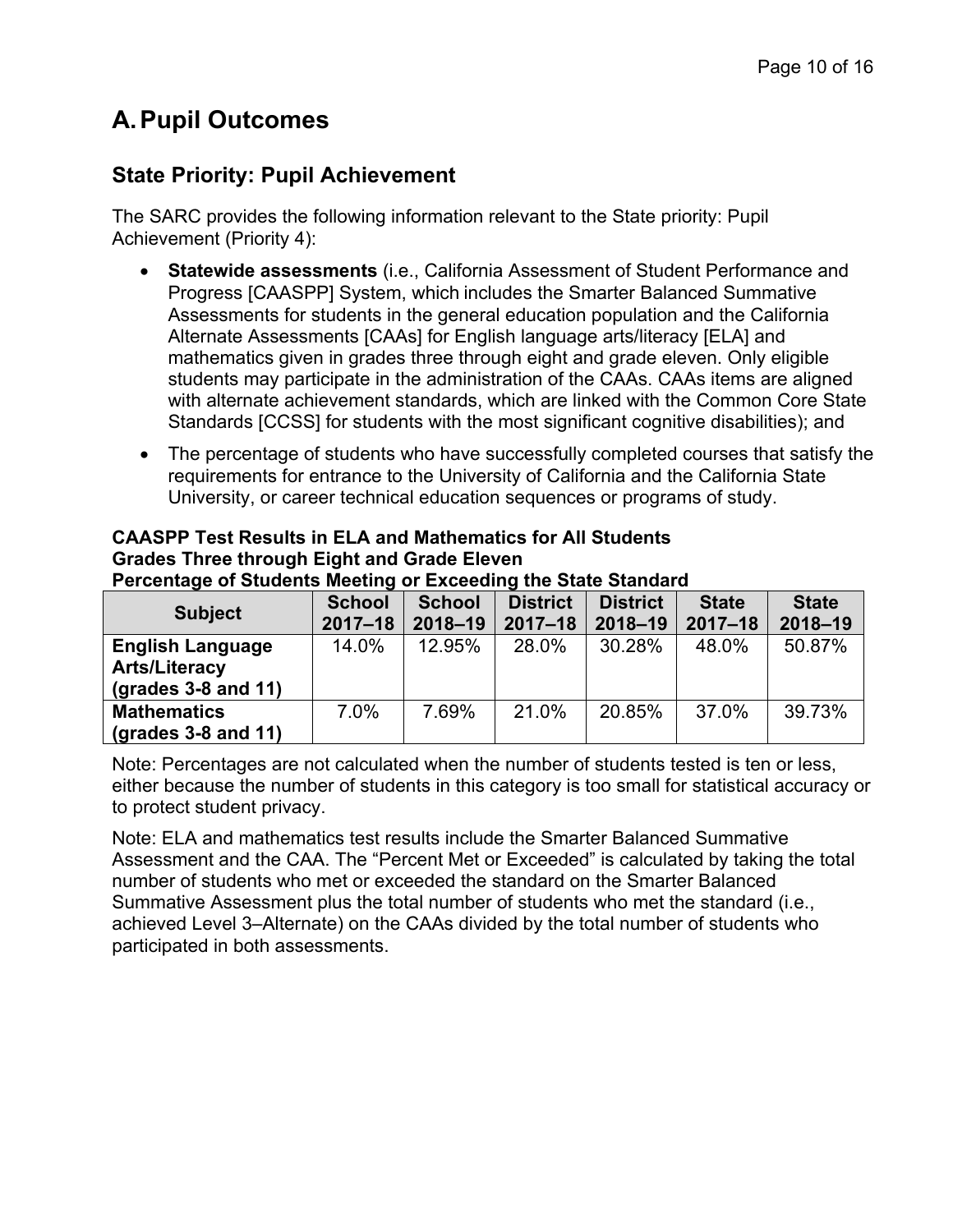# A. Pupil Outcomes

## State Priority: Pupil Achievement

The SARC provides the following information relevant to the State priority: Pupil Achievement (Priority 4):

- **Statewide assessments** (i.e., California Assessment of Student Performance and Progress [CAASPP] System, which includes the Smarter Balanced Summative Assessments for students in the general education population and the California Alternate Assessments [CAAs] for English language arts/literacy [ELA] and mathematics given in grades three through eight and grade eleven. Only eligible students may participate in the administration of the CAAs. CAAs items are aligned with alternate achievement standards, which are linked with the Common Core State Standards [CCSS] for students with the most significant cognitive disabilities); and
- The percentage of students who have successfully completed courses that satisfy the requirements for entrance to the University of California and the California State University, or career technical education sequences or programs of study.

**CAASPP Test Results in ELA and Mathematics for All Students**
**Grades Three through Eight and Grade Eleven**
**Percentage of Students Meeting or Exceeding the State Standard**

| Subject | School 2017–18 | School 2018–19 | District 2017–18 | District 2018–19 | State 2017–18 | State 2018–19 |
|---|---|---|---|---|---|---|
| **English Language Arts/Literacy (grades 3-8 and 11)** | 14.0% | 12.95% | 28.0% | 30.28% | 48.0% | 50.87% |
| **Mathematics (grades 3-8 and 11)** | 7.0% | 7.69% | 21.0% | 20.85% | 37.0% | 39.73% |

Note: Percentages are not calculated when the number of students tested is ten or less, either because the number of students in this category is too small for statistical accuracy or to protect student privacy.

Note: ELA and mathematics test results include the Smarter Balanced Summative Assessment and the CAA. The "Percent Met or Exceeded" is calculated by taking the total number of students who met or exceeded the standard on the Smarter Balanced Summative Assessment plus the total number of students who met the standard (i.e., achieved Level 3–Alternate) on the CAAs divided by the total number of students who participated in both assessments.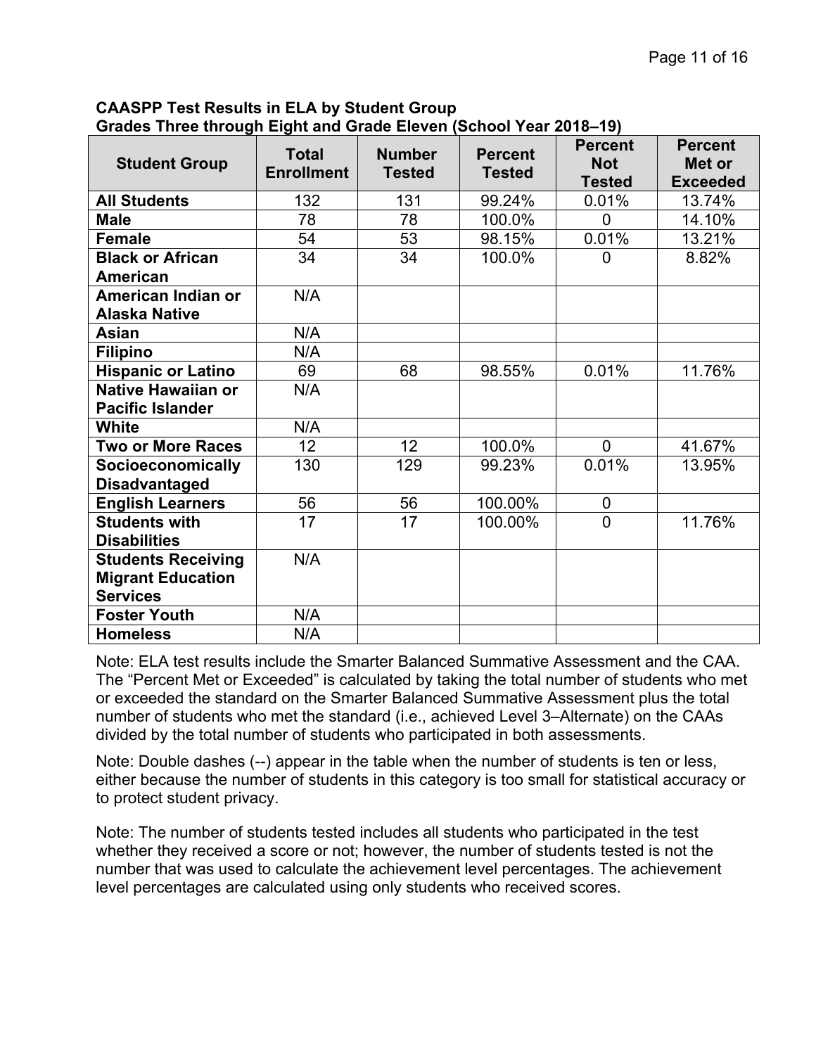**CAASPP Test Results in ELA by Student Group**
**Grades Three through Eight and Grade Eleven (School Year 2018–19)**

| Student Group | Total Enrollment | Number Tested | Percent Tested | Percent Not Tested | Percent Met or Exceeded |
|---|---|---|---|---|---|
| **All Students** | 132 | 131 | 99.24% | 0.01% | 13.74% |
| **Male** | 78 | 78 | 100.0% | 0 | 14.10% |
| **Female** | 54 | 53 | 98.15% | 0.01% | 13.21% |
| **Black or African American** | 34 | 34 | 100.0% | 0 | 8.82% |
| **American Indian or Alaska Native** | N/A | | | | |
| **Asian** | N/A | | | | |
| **Filipino** | N/A | | | | |
| **Hispanic or Latino** | 69 | 68 | 98.55% | 0.01% | 11.76% |
| **Native Hawaiian or Pacific Islander** | N/A | | | | |
| **White** | N/A | | | | |
| **Two or More Races** | 12 | 12 | 100.0% | 0 | 41.67% |
| **Socioeconomically Disadvantaged** | 130 | 129 | 99.23% | 0.01% | 13.95% |
| **English Learners** | 56 | 56 | 100.00% | 0 | |
| **Students with Disabilities** | 17 | 17 | 100.00% | 0 | 11.76% |
| **Students Receiving Migrant Education Services** | N/A | | | | |
| **Foster Youth** | N/A | | | | |
| **Homeless** | N/A | | | | |

Note: ELA test results include the Smarter Balanced Summative Assessment and the CAA. The "Percent Met or Exceeded" is calculated by taking the total number of students who met or exceeded the standard on the Smarter Balanced Summative Assessment plus the total number of students who met the standard (i.e., achieved Level 3–Alternate) on the CAAs divided by the total number of students who participated in both assessments.

Note: Double dashes (--) appear in the table when the number of students is ten or less, either because the number of students in this category is too small for statistical accuracy or to protect student privacy.

Note: The number of students tested includes all students who participated in the test whether they received a score or not; however, the number of students tested is not the number that was used to calculate the achievement level percentages. The achievement level percentages are calculated using only students who received scores.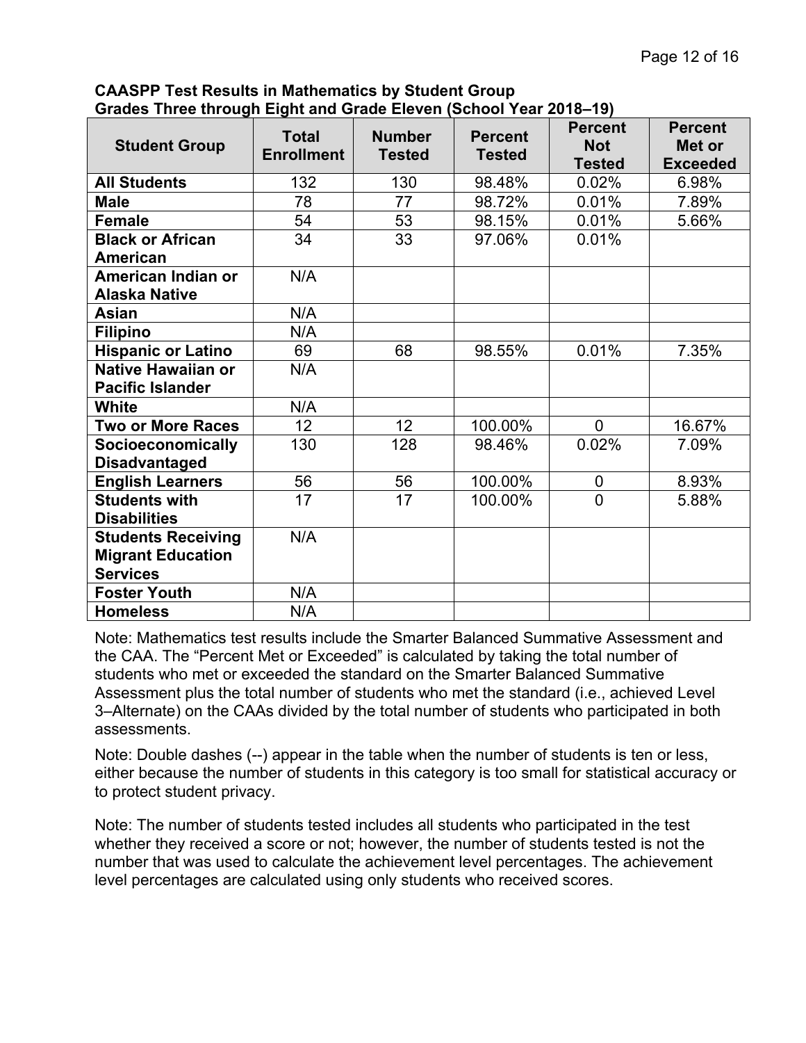**CAASPP Test Results in Mathematics by Student Group**
**Grades Three through Eight and Grade Eleven (School Year 2018–19)**

| Student Group | Total Enrollment | Number Tested | Percent Tested | Percent Not Tested | Percent Met or Exceeded |
|---|---|---|---|---|---|
| **All Students** | 132 | 130 | 98.48% | 0.02% | 6.98% |
| **Male** | 78 | 77 | 98.72% | 0.01% | 7.89% |
| **Female** | 54 | 53 | 98.15% | 0.01% | 5.66% |
| **Black or African American** | 34 | 33 | 97.06% | 0.01% | |
| **American Indian or Alaska Native** | N/A | | | | |
| **Asian** | N/A | | | | |
| **Filipino** | N/A | | | | |
| **Hispanic or Latino** | 69 | 68 | 98.55% | 0.01% | 7.35% |
| **Native Hawaiian or Pacific Islander** | N/A | | | | |
| **White** | N/A | | | | |
| **Two or More Races** | 12 | 12 | 100.00% | 0 | 16.67% |
| **Socioeconomically Disadvantaged** | 130 | 128 | 98.46% | 0.02% | 7.09% |
| **English Learners** | 56 | 56 | 100.00% | 0 | 8.93% |
| **Students with Disabilities** | 17 | 17 | 100.00% | 0 | 5.88% |
| **Students Receiving Migrant Education Services** | N/A | | | | |
| **Foster Youth** | N/A | | | | |
| **Homeless** | N/A | | | | |

Note: Mathematics test results include the Smarter Balanced Summative Assessment and the CAA. The "Percent Met or Exceeded" is calculated by taking the total number of students who met or exceeded the standard on the Smarter Balanced Summative Assessment plus the total number of students who met the standard (i.e., achieved Level 3–Alternate) on the CAAs divided by the total number of students who participated in both assessments.

Note: Double dashes (--) appear in the table when the number of students is ten or less, either because the number of students in this category is too small for statistical accuracy or to protect student privacy.

Note: The number of students tested includes all students who participated in the test whether they received a score or not; however, the number of students tested is not the number that was used to calculate the achievement level percentages. The achievement level percentages are calculated using only students who received scores.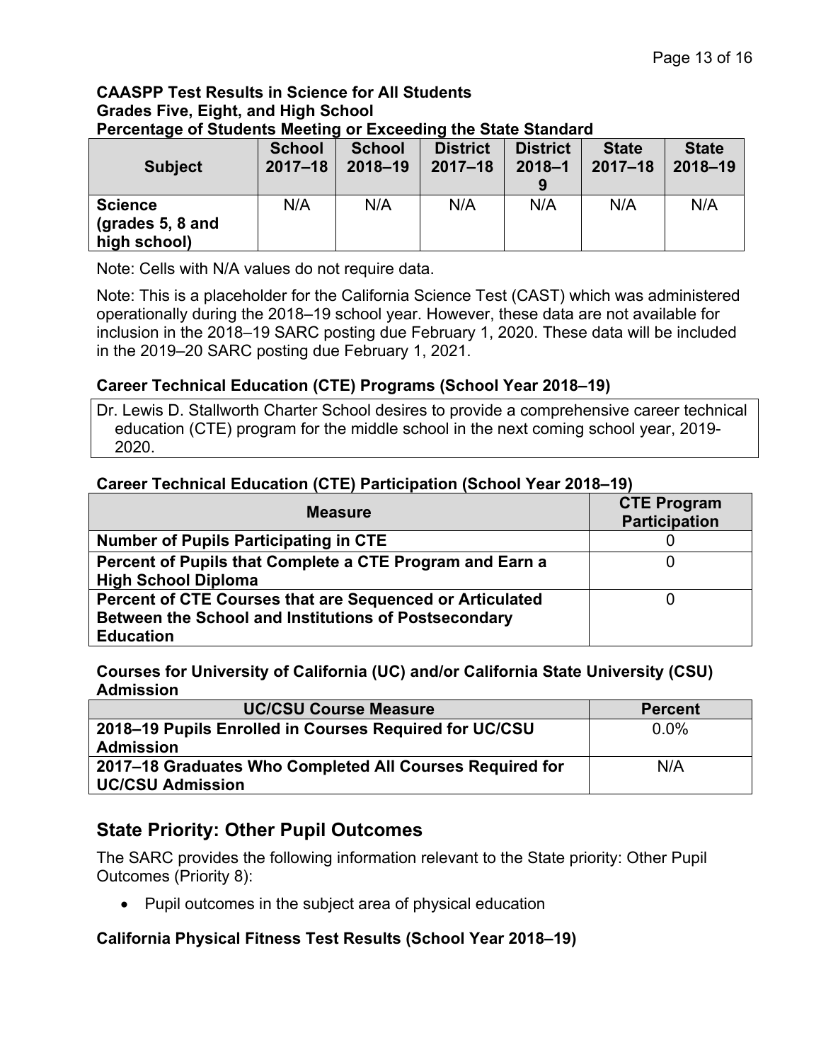**CAASPP Test Results in Science for All Students**
**Grades Five, Eight, and High School**
**Percentage of Students Meeting or Exceeding the State Standard**

| Subject | School 2017–18 | School 2018–19 | District 2017–18 | District 2018–19 | State 2017–18 | State 2018–19 |
|---|---|---|---|---|---|---|
| **Science (grades 5, 8 and high school)** | N/A | N/A | N/A | N/A | N/A | N/A |

Note: Cells with N/A values do not require data.

Note: This is a placeholder for the California Science Test (CAST) which was administered operationally during the 2018–19 school year. However, these data are not available for inclusion in the 2018–19 SARC posting due February 1, 2020. These data will be included in the 2019–20 SARC posting due February 1, 2021.

### Career Technical Education (CTE) Programs (School Year 2018–19)

Dr. Lewis D. Stallworth Charter School desires to provide a comprehensive career technical education (CTE) program for the middle school in the next coming school year, 2019-2020.

### Career Technical Education (CTE) Participation (School Year 2018–19)

| Measure | CTE Program Participation |
|---|---|
| **Number of Pupils Participating in CTE** | 0 |
| **Percent of Pupils that Complete a CTE Program and Earn a High School Diploma** | 0 |
| **Percent of CTE Courses that are Sequenced or Articulated Between the School and Institutions of Postsecondary Education** | 0 |

### Courses for University of California (UC) and/or California State University (CSU) Admission

| UC/CSU Course Measure | Percent |
|---|---|
| **2018–19 Pupils Enrolled in Courses Required for UC/CSU Admission** | 0.0% |
| **2017–18 Graduates Who Completed All Courses Required for UC/CSU Admission** | N/A |

## State Priority: Other Pupil Outcomes

The SARC provides the following information relevant to the State priority: Other Pupil Outcomes (Priority 8):

- Pupil outcomes in the subject area of physical education

### California Physical Fitness Test Results (School Year 2018–19)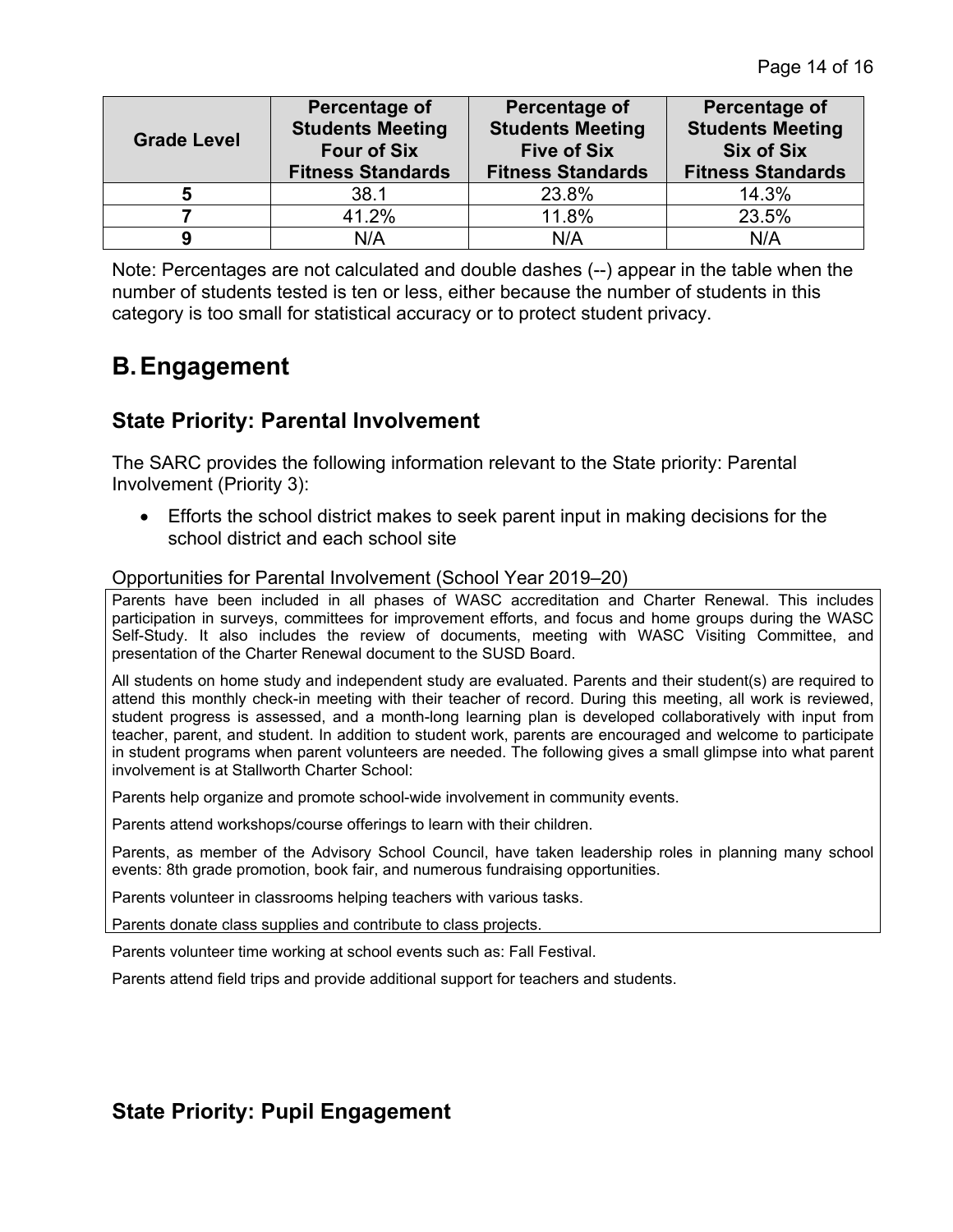| Grade Level | Percentage of Students Meeting Four of Six Fitness Standards | Percentage of Students Meeting Five of Six Fitness Standards | Percentage of Students Meeting Six of Six Fitness Standards |
|---|---|---|---|
| **5** | 38.1 | 23.8% | 14.3% |
| **7** | 41.2% | 11.8% | 23.5% |
| **9** | N/A | N/A | N/A |

Note: Percentages are not calculated and double dashes (--) appear in the table when the number of students tested is ten or less, either because the number of students in this category is too small for statistical accuracy or to protect student privacy.

# B. Engagement

## State Priority: Parental Involvement

The SARC provides the following information relevant to the State priority: Parental Involvement (Priority 3):

- Efforts the school district makes to seek parent input in making decisions for the school district and each school site

Opportunities for Parental Involvement (School Year 2019–20)

Parents have been included in all phases of WASC accreditation and Charter Renewal. This includes participation in surveys, committees for improvement efforts, and focus and home groups during the WASC Self-Study. It also includes the review of documents, meeting with WASC Visiting Committee, and presentation of the Charter Renewal document to the SUSD Board.

All students on home study and independent study are evaluated. Parents and their student(s) are required to attend this monthly check-in meeting with their teacher of record. During this meeting, all work is reviewed, student progress is assessed, and a month-long learning plan is developed collaboratively with input from teacher, parent, and student. In addition to student work, parents are encouraged and welcome to participate in student programs when parent volunteers are needed. The following gives a small glimpse into what parent involvement is at Stallworth Charter School:

Parents help organize and promote school-wide involvement in community events.

Parents attend workshops/course offerings to learn with their children.

Parents, as member of the Advisory School Council, have taken leadership roles in planning many school events: 8th grade promotion, book fair, and numerous fundraising opportunities.

Parents volunteer in classrooms helping teachers with various tasks.

Parents donate class supplies and contribute to class projects.

Parents volunteer time working at school events such as: Fall Festival.

Parents attend field trips and provide additional support for teachers and students.

## State Priority: Pupil Engagement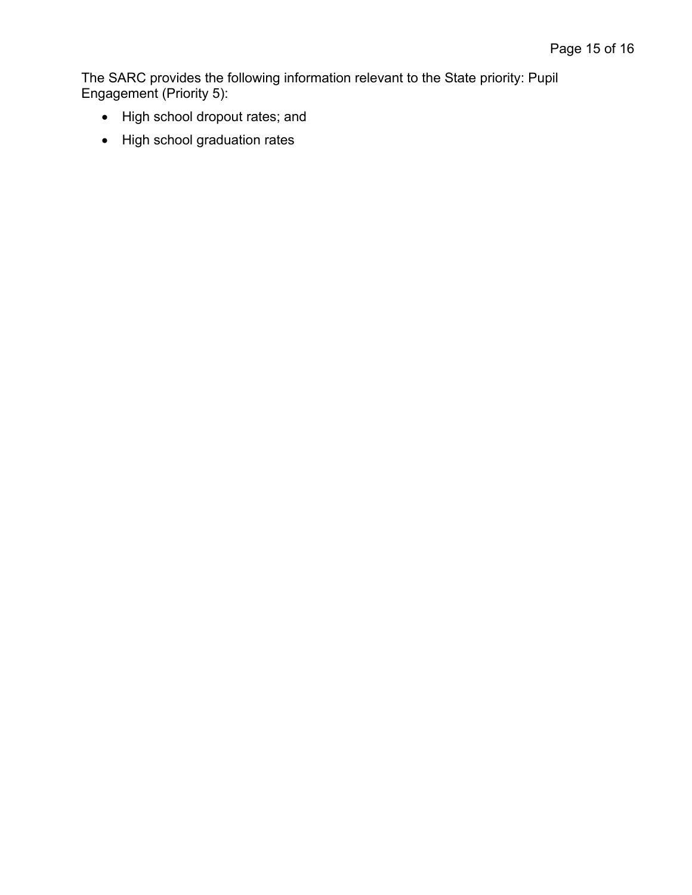The SARC provides the following information relevant to the State priority: Pupil Engagement (Priority 5):

- High school dropout rates; and
- High school graduation rates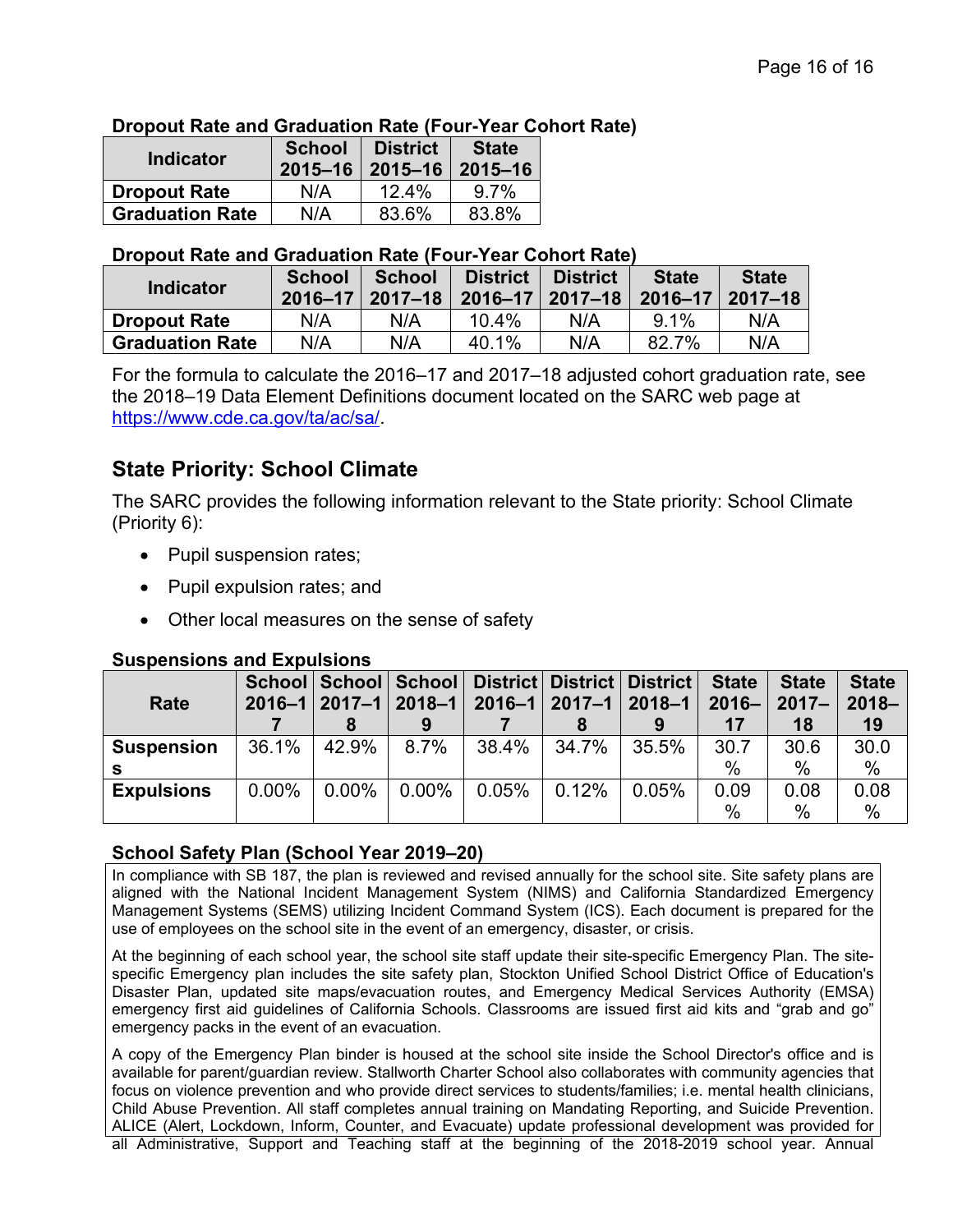**Dropout Rate and Graduation Rate (Four-Year Cohort Rate)**

| Indicator | School 2015–16 | District 2015–16 | State 2015–16 |
|---|---|---|---|
| **Dropout Rate** | N/A | 12.4% | 9.7% |
| **Graduation Rate** | N/A | 83.6% | 83.8% |

**Dropout Rate and Graduation Rate (Four-Year Cohort Rate)**

| Indicator | School 2016–17 | School 2017–18 | District 2016–17 | District 2017–18 | State 2016–17 | State 2017–18 |
|---|---|---|---|---|---|---|
| **Dropout Rate** | N/A | N/A | 10.4% | N/A | 9.1% | N/A |
| **Graduation Rate** | N/A | N/A | 40.1% | N/A | 82.7% | N/A |

For the formula to calculate the 2016–17 and 2017–18 adjusted cohort graduation rate, see the 2018–19 Data Element Definitions document located on the SARC web page at https://www.cde.ca.gov/ta/ac/sa/.

## State Priority: School Climate

The SARC provides the following information relevant to the State priority: School Climate (Priority 6):

- Pupil suspension rates;
- Pupil expulsion rates; and
- Other local measures on the sense of safety

**Suspensions and Expulsions**

| Rate | School 2016–17 | School 2017–18 | School 2018–19 | District 2016–17 | District 2017–18 | District 2018–19 | State 2016–17 | State 2017–18 | State 2018–19 |
|---|---|---|---|---|---|---|---|---|---|
| **Suspensions** | 36.1% | 42.9% | 8.7% | 38.4% | 34.7% | 35.5% | 30.7% | 30.6% | 30.0% |
| **Expulsions** | 0.00% | 0.00% | 0.00% | 0.05% | 0.12% | 0.05% | 0.09% | 0.08% | 0.08% |

**School Safety Plan (School Year 2019–20)**

In compliance with SB 187, the plan is reviewed and revised annually for the school site. Site safety plans are aligned with the National Incident Management System (NIMS) and California Standardized Emergency Management Systems (SEMS) utilizing Incident Command System (ICS). Each document is prepared for the use of employees on the school site in the event of an emergency, disaster, or crisis.

At the beginning of each school year, the school site staff update their site-specific Emergency Plan. The site-specific Emergency plan includes the site safety plan, Stockton Unified School District Office of Education's Disaster Plan, updated site maps/evacuation routes, and Emergency Medical Services Authority (EMSA) emergency first aid guidelines of California Schools. Classrooms are issued first aid kits and "grab and go" emergency packs in the event of an evacuation.

A copy of the Emergency Plan binder is housed at the school site inside the School Director's office and is available for parent/guardian review. Stallworth Charter School also collaborates with community agencies that focus on violence prevention and who provide direct services to students/families; i.e. mental health clinicians, Child Abuse Prevention. All staff completes annual training on Mandating Reporting, and Suicide Prevention. ALICE (Alert, Lockdown, Inform, Counter, and Evacuate) update professional development was provided for all Administrative, Support and Teaching staff at the beginning of the 2018-2019 school year. Annual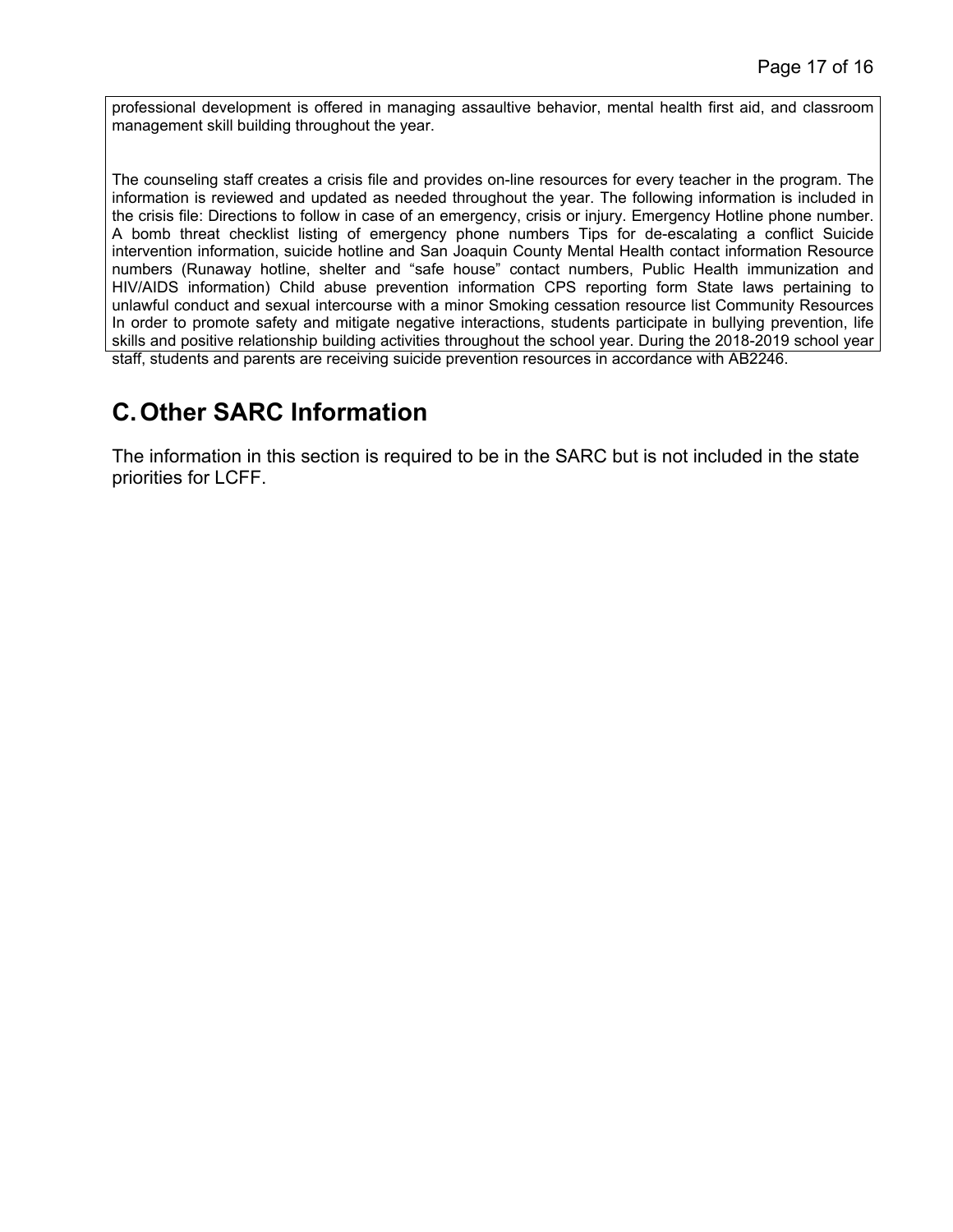professional development is offered in managing assaultive behavior, mental health first aid, and classroom management skill building throughout the year.

The counseling staff creates a crisis file and provides on-line resources for every teacher in the program. The information is reviewed and updated as needed throughout the year. The following information is included in the crisis file: Directions to follow in case of an emergency, crisis or injury. Emergency Hotline phone number. A bomb threat checklist listing of emergency phone numbers Tips for de-escalating a conflict Suicide intervention information, suicide hotline and San Joaquin County Mental Health contact information Resource numbers (Runaway hotline, shelter and "safe house" contact numbers, Public Health immunization and HIV/AIDS information) Child abuse prevention information CPS reporting form State laws pertaining to unlawful conduct and sexual intercourse with a minor Smoking cessation resource list Community Resources In order to promote safety and mitigate negative interactions, students participate in bullying prevention, life skills and positive relationship building activities throughout the school year. During the 2018-2019 school year staff, students and parents are receiving suicide prevention resources in accordance with AB2246.

## C. Other SARC Information

The information in this section is required to be in the SARC but is not included in the state priorities for LCFF.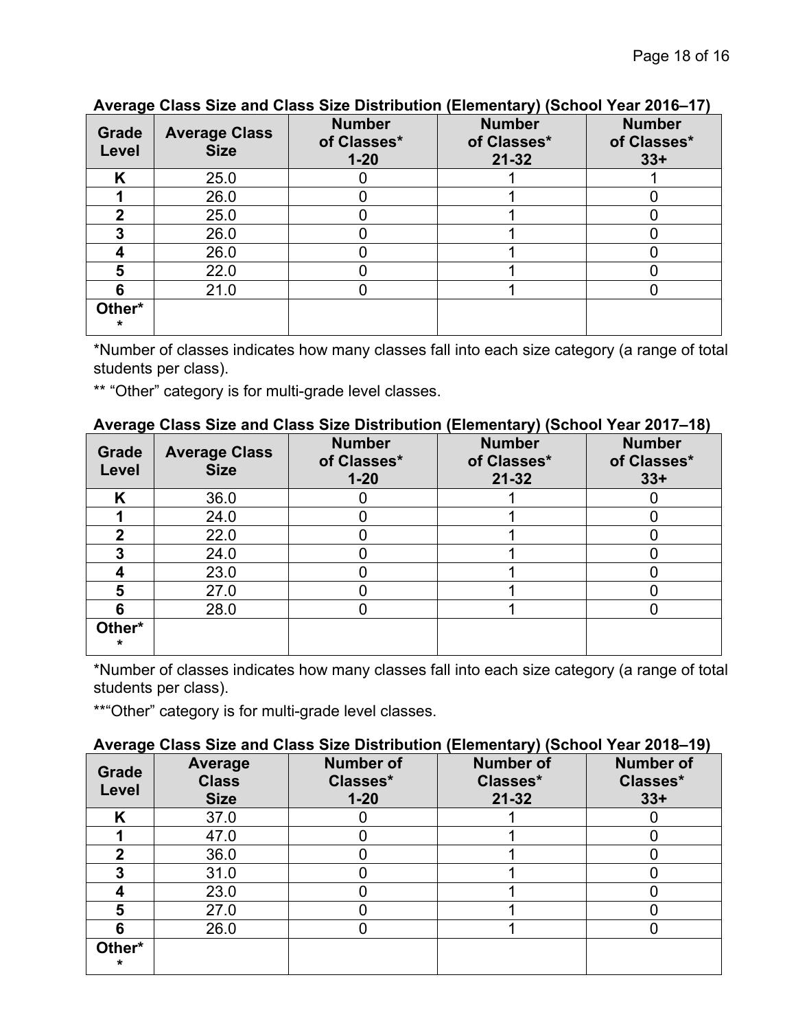**Average Class Size and Class Size Distribution (Elementary) (School Year 2016–17)**

| Grade Level | Average Class Size | Number of Classes* 1-20 | Number of Classes* 21-32 | Number of Classes* 33+ |
|---|---|---|---|---|
| K | 25.0 | 0 | 1 | 1 |
| 1 | 26.0 | 0 | 1 | 0 |
| 2 | 25.0 | 0 | 1 | 0 |
| 3 | 26.0 | 0 | 1 | 0 |
| 4 | 26.0 | 0 | 1 | 0 |
| 5 | 22.0 | 0 | 1 | 0 |
| 6 | 21.0 | 0 | 1 | 0 |
| Other** | | | | |

*Number of classes indicates how many classes fall into each size category (a range of total students per class).

** "Other" category is for multi-grade level classes.

**Average Class Size and Class Size Distribution (Elementary) (School Year 2017–18)**

| Grade Level | Average Class Size | Number of Classes* 1-20 | Number of Classes* 21-32 | Number of Classes* 33+ |
|---|---|---|---|---|
| K | 36.0 | 0 | 1 | 0 |
| 1 | 24.0 | 0 | 1 | 0 |
| 2 | 22.0 | 0 | 1 | 0 |
| 3 | 24.0 | 0 | 1 | 0 |
| 4 | 23.0 | 0 | 1 | 0 |
| 5 | 27.0 | 0 | 1 | 0 |
| 6 | 28.0 | 0 | 1 | 0 |
| Other** | | | | |

*Number of classes indicates how many classes fall into each size category (a range of total students per class).

**"Other" category is for multi-grade level classes.

**Average Class Size and Class Size Distribution (Elementary) (School Year 2018–19)**

| Grade Level | Average Class Size | Number of Classes* 1-20 | Number of Classes* 21-32 | Number of Classes* 33+ |
|---|---|---|---|---|
| K | 37.0 | 0 | 1 | 0 |
| 1 | 47.0 | 0 | 1 | 0 |
| 2 | 36.0 | 0 | 1 | 0 |
| 3 | 31.0 | 0 | 1 | 0 |
| 4 | 23.0 | 0 | 1 | 0 |
| 5 | 27.0 | 0 | 1 | 0 |
| 6 | 26.0 | 0 | 1 | 0 |
| Other** | | | | |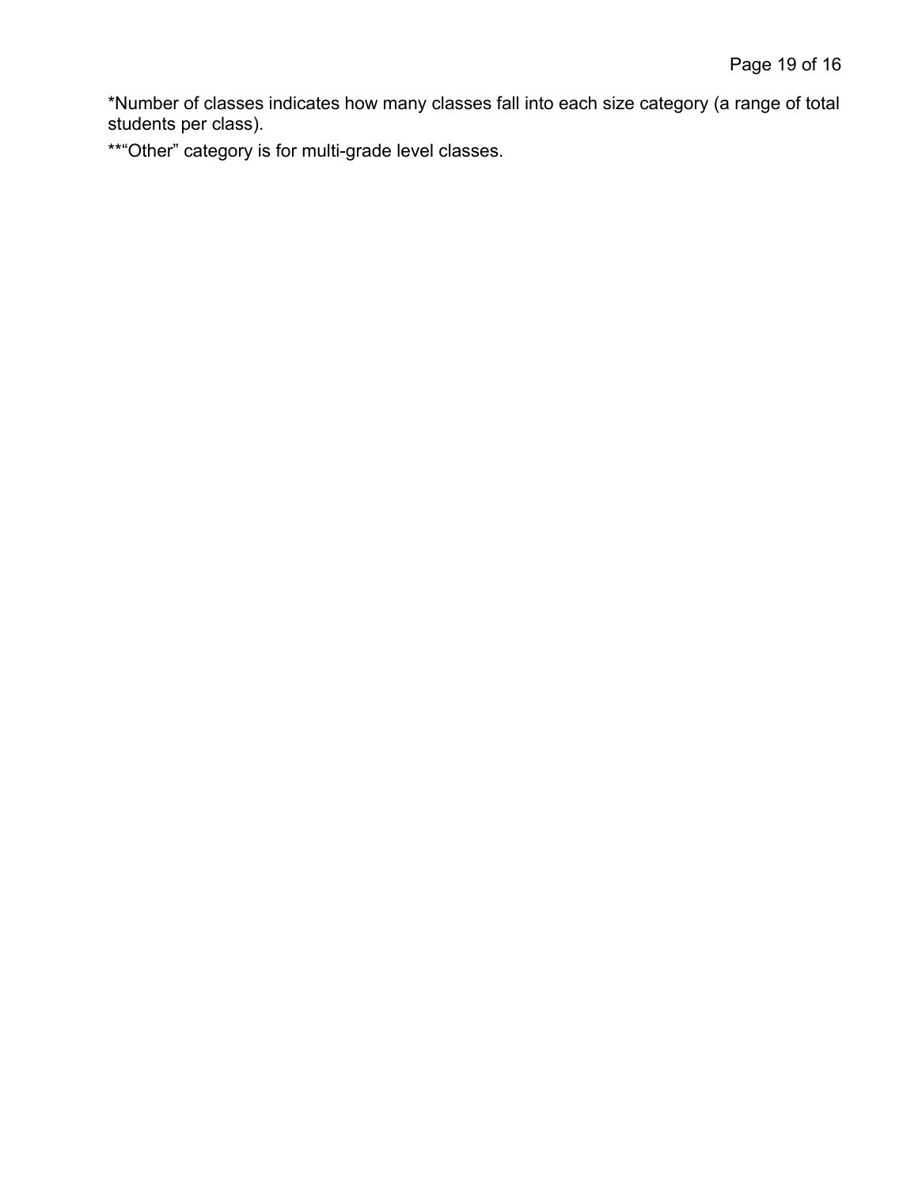*Number of classes indicates how many classes fall into each size category (a range of total students per class).

**“Other” category is for multi-grade level classes.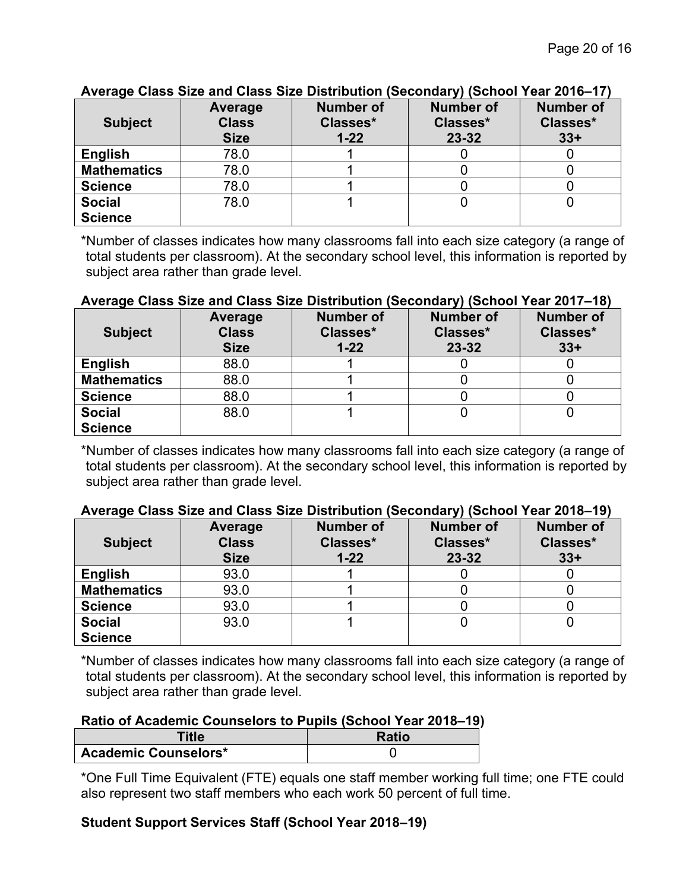**Average Class Size and Class Size Distribution (Secondary) (School Year 2016–17)**

| Subject | Average Class Size | Number of Classes* 1-22 | Number of Classes* 23-32 | Number of Classes* 33+ |
|---|---|---|---|---|
| English | 78.0 | 1 | 0 | 0 |
| Mathematics | 78.0 | 1 | 0 | 0 |
| Science | 78.0 | 1 | 0 | 0 |
| Social Science | 78.0 | 1 | 0 | 0 |

*Number of classes indicates how many classrooms fall into each size category (a range of total students per classroom). At the secondary school level, this information is reported by subject area rather than grade level.

**Average Class Size and Class Size Distribution (Secondary) (School Year 2017–18)**

| Subject | Average Class Size | Number of Classes* 1-22 | Number of Classes* 23-32 | Number of Classes* 33+ |
|---|---|---|---|---|
| English | 88.0 | 1 | 0 | 0 |
| Mathematics | 88.0 | 1 | 0 | 0 |
| Science | 88.0 | 1 | 0 | 0 |
| Social Science | 88.0 | 1 | 0 | 0 |

*Number of classes indicates how many classrooms fall into each size category (a range of total students per classroom). At the secondary school level, this information is reported by subject area rather than grade level.

**Average Class Size and Class Size Distribution (Secondary) (School Year 2018–19)**

| Subject | Average Class Size | Number of Classes* 1-22 | Number of Classes* 23-32 | Number of Classes* 33+ |
|---|---|---|---|---|
| English | 93.0 | 1 | 0 | 0 |
| Mathematics | 93.0 | 1 | 0 | 0 |
| Science | 93.0 | 1 | 0 | 0 |
| Social Science | 93.0 | 1 | 0 | 0 |

*Number of classes indicates how many classrooms fall into each size category (a range of total students per classroom). At the secondary school level, this information is reported by subject area rather than grade level.

**Ratio of Academic Counselors to Pupils (School Year 2018–19)**

| Title | Ratio |
|---|---|
| Academic Counselors* | 0 |

*One Full Time Equivalent (FTE) equals one staff member working full time; one FTE could also represent two staff members who each work 50 percent of full time.

**Student Support Services Staff (School Year 2018–19)**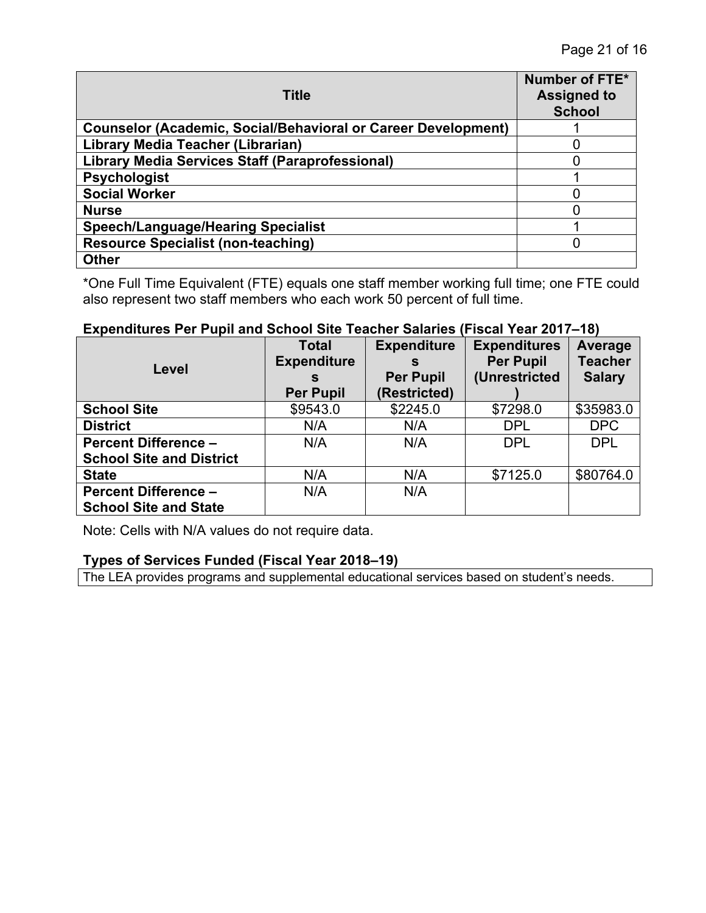| Title | Number of FTE* Assigned to School |
|---|---|
| **Counselor (Academic, Social/Behavioral or Career Development)** | 1 |
| **Library Media Teacher (Librarian)** | 0 |
| **Library Media Services Staff (Paraprofessional)** | 0 |
| **Psychologist** | 1 |
| **Social Worker** | 0 |
| **Nurse** | 0 |
| **Speech/Language/Hearing Specialist** | 1 |
| **Resource Specialist (non-teaching)** | 0 |
| **Other** | |

*One Full Time Equivalent (FTE) equals one staff member working full time; one FTE could also represent two staff members who each work 50 percent of full time.

**Expenditures Per Pupil and School Site Teacher Salaries (Fiscal Year 2017–18)**

| Level | Total Expenditures Per Pupil | Expenditures Per Pupil (Restricted) | Expenditures Per Pupil (Unrestricted) | Average Teacher Salary |
|---|---|---|---|---|
| **School Site** | $9543.0 | $2245.0 | $7298.0 | $35983.0 |
| **District** | N/A | N/A | DPL | DPC |
| **Percent Difference – School Site and District** | N/A | N/A | DPL | DPL |
| **State** | N/A | N/A | $7125.0 | $80764.0 |
| **Percent Difference – School Site and State** | N/A | N/A | | |

Note: Cells with N/A values do not require data.

**Types of Services Funded (Fiscal Year 2018–19)**

The LEA provides programs and supplemental educational services based on student's needs.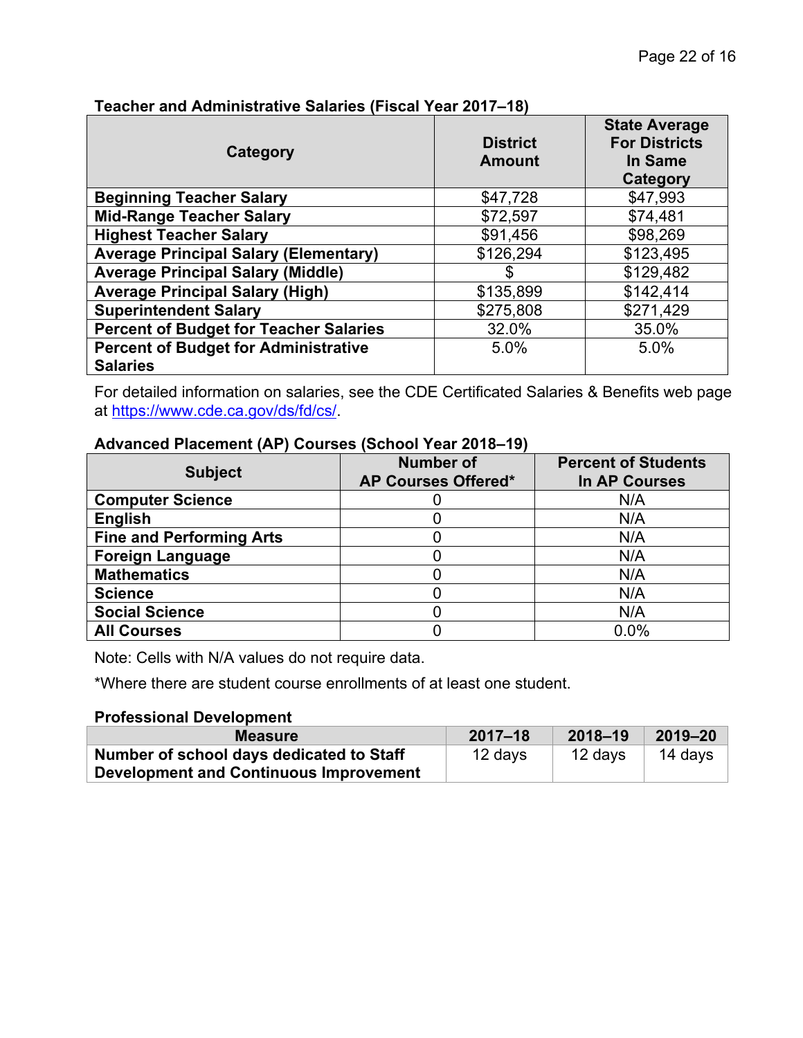### Teacher and Administrative Salaries (Fiscal Year 2017–18)

| Category | District Amount | State Average For Districts In Same Category |
|---|---|---|
| **Beginning Teacher Salary** | $47,728 | $47,993 |
| **Mid-Range Teacher Salary** | $72,597 | $74,481 |
| **Highest Teacher Salary** | $91,456 | $98,269 |
| **Average Principal Salary (Elementary)** | $126,294 | $123,495 |
| **Average Principal Salary (Middle)** | $ | $129,482 |
| **Average Principal Salary (High)** | $135,899 | $142,414 |
| **Superintendent Salary** | $275,808 | $271,429 |
| **Percent of Budget for Teacher Salaries** | 32.0% | 35.0% |
| **Percent of Budget for Administrative Salaries** | 5.0% | 5.0% |

For detailed information on salaries, see the CDE Certificated Salaries & Benefits web page at https://www.cde.ca.gov/ds/fd/cs/.

### Advanced Placement (AP) Courses (School Year 2018–19)

| Subject | Number of AP Courses Offered* | Percent of Students In AP Courses |
|---|---|---|
| **Computer Science** | 0 | N/A |
| **English** | 0 | N/A |
| **Fine and Performing Arts** | 0 | N/A |
| **Foreign Language** | 0 | N/A |
| **Mathematics** | 0 | N/A |
| **Science** | 0 | N/A |
| **Social Science** | 0 | N/A |
| **All Courses** | 0 | 0.0% |

Note: Cells with N/A values do not require data.

*Where there are student course enrollments of at least one student.

### Professional Development

| Measure | 2017–18 | 2018–19 | 2019–20 |
|---|---|---|---|
| **Number of school days dedicated to Staff Development and Continuous Improvement** | 12 days | 12 days | 14 days |